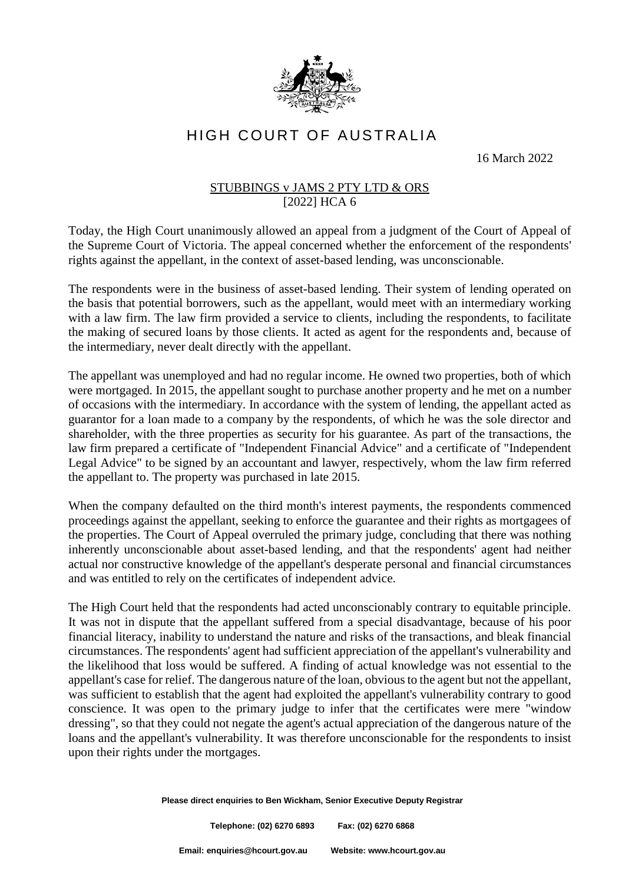# HIGH COURT OF AUSTRALIA

16 March 2022

STUBBINGS v JAMS 2 PTY LTD & ORS
[2022] HCA 6

Today, the High Court unanimously allowed an appeal from a judgment of the Court of Appeal of the Supreme Court of Victoria. The appeal concerned whether the enforcement of the respondents' rights against the appellant, in the context of asset-based lending, was unconscionable.

The respondents were in the business of asset-based lending. Their system of lending operated on the basis that potential borrowers, such as the appellant, would meet with an intermediary working with a law firm. The law firm provided a service to clients, including the respondents, to facilitate the making of secured loans by those clients. It acted as agent for the respondents and, because of the intermediary, never dealt directly with the appellant.

The appellant was unemployed and had no regular income. He owned two properties, both of which were mortgaged. In 2015, the appellant sought to purchase another property and he met on a number of occasions with the intermediary. In accordance with the system of lending, the appellant acted as guarantor for a loan made to a company by the respondents, of which he was the sole director and shareholder, with the three properties as security for his guarantee. As part of the transactions, the law firm prepared a certificate of "Independent Financial Advice" and a certificate of "Independent Legal Advice" to be signed by an accountant and lawyer, respectively, whom the law firm referred the appellant to. The property was purchased in late 2015.

When the company defaulted on the third month's interest payments, the respondents commenced proceedings against the appellant, seeking to enforce the guarantee and their rights as mortgagees of the properties. The Court of Appeal overruled the primary judge, concluding that there was nothing inherently unconscionable about asset-based lending, and that the respondents' agent had neither actual nor constructive knowledge of the appellant's desperate personal and financial circumstances and was entitled to rely on the certificates of independent advice.

The High Court held that the respondents had acted unconscionably contrary to equitable principle. It was not in dispute that the appellant suffered from a special disadvantage, because of his poor financial literacy, inability to understand the nature and risks of the transactions, and bleak financial circumstances. The respondents' agent had sufficient appreciation of the appellant's vulnerability and the likelihood that loss would be suffered. A finding of actual knowledge was not essential to the appellant's case for relief. The dangerous nature of the loan, obvious to the agent but not the appellant, was sufficient to establish that the agent had exploited the appellant's vulnerability contrary to good conscience. It was open to the primary judge to infer that the certificates were mere "window dressing", so that they could not negate the agent's actual appreciation of the dangerous nature of the loans and the appellant's vulnerability. It was therefore unconscionable for the respondents to insist upon their rights under the mortgages.

**Please direct enquiries to Ben Wickham, Senior Executive Deputy Registrar**

**Telephone: (02) 6270 6893 Fax: (02) 6270 6868**

**Email: enquiries@hcourt.gov.au Website: www.hcourt.gov.au**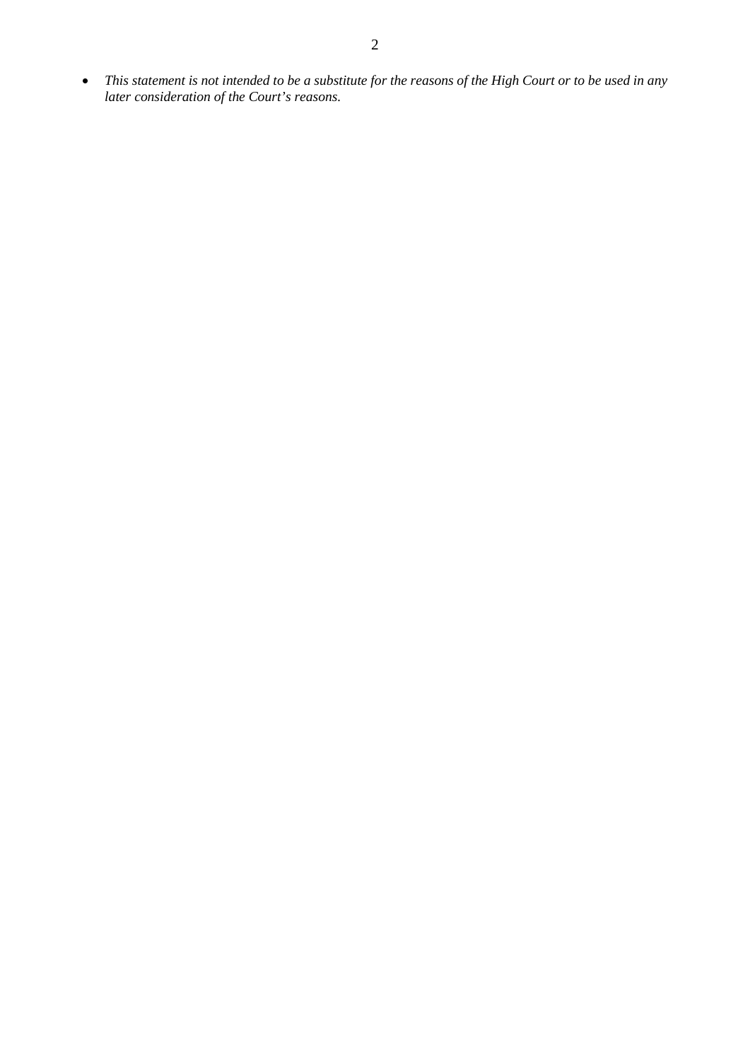- *This statement is not intended to be a substitute for the reasons of the High Court or to be used in any later consideration of the Court's reasons.*